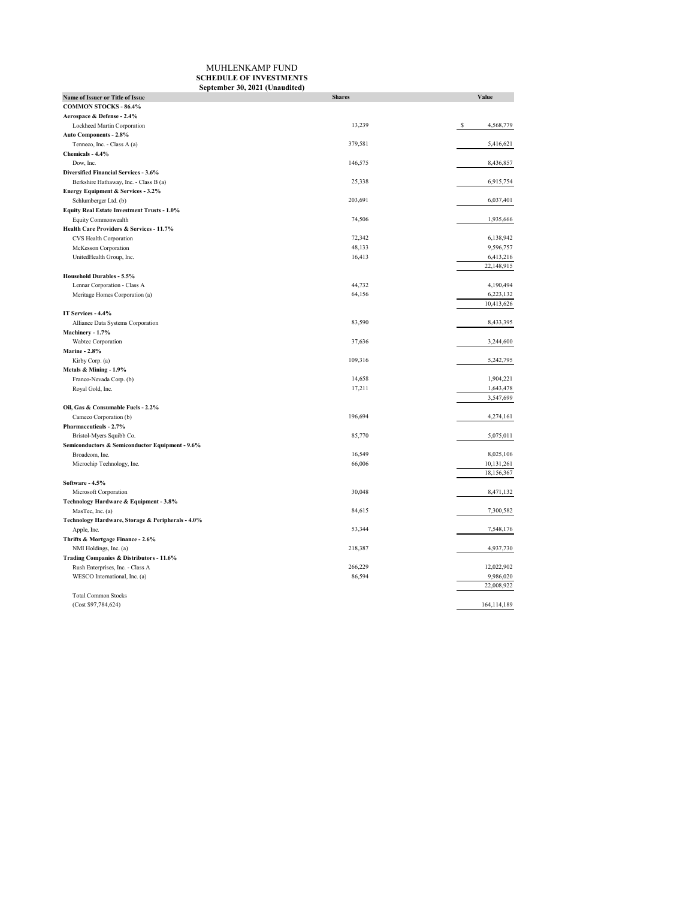# MUHLENKAMP FUND

## SCHEDULE OF INVESTMENTS

**September 30, 2021 (Unaudited)**

| Name of Issuer or Title of Issue | Shares | Value |
|---|---|---|
| **COMMON STOCKS - 86.4%** | | |
| **Aerospace & Defense - 2.4%** | | |
| Lockheed Martin Corporation | 13,239 | $ 4,568,779 |
| **Auto Components - 2.8%** | | |
| Tenneco, Inc. - Class A (a) | 379,581 | 5,416,621 |
| **Chemicals - 4.4%** | | |
| Dow, Inc. | 146,575 | 8,436,857 |
| **Diversified Financial Services - 3.6%** | | |
| Berkshire Hathaway, Inc. - Class B (a) | 25,338 | 6,915,754 |
| **Energy Equipment & Services - 3.2%** | | |
| Schlumberger Ltd. (b) | 203,691 | 6,037,401 |
| **Equity Real Estate Investment Trusts - 1.0%** | | |
| Equity Commonwealth | 74,506 | 1,935,666 |
| **Health Care Providers & Services - 11.7%** | | |
| CVS Health Corporation | 72,342 | 6,138,942 |
| McKesson Corporation | 48,133 | 9,596,757 |
| UnitedHealth Group, Inc. | 16,413 | 6,413,216 |
| | | 22,148,915 |
| **Household Durables - 5.5%** | | |
| Lennar Corporation - Class A | 44,732 | 4,190,494 |
| Meritage Homes Corporation (a) | 64,156 | 6,223,132 |
| | | 10,413,626 |
| **IT Services - 4.4%** | | |
| Alliance Data Systems Corporation | 83,590 | 8,433,395 |
| **Machinery - 1.7%** | | |
| Wabtec Corporation | 37,636 | 3,244,600 |
| **Marine - 2.8%** | | |
| Kirby Corp. (a) | 109,316 | 5,242,795 |
| **Metals & Mining - 1.9%** | | |
| Franco-Nevada Corp. (b) | 14,658 | 1,904,221 |
| Royal Gold, Inc. | 17,211 | 1,643,478 |
| | | 3,547,699 |
| **Oil, Gas & Consumable Fuels - 2.2%** | | |
| Cameco Corporation (b) | 196,694 | 4,274,161 |
| **Pharmaceuticals - 2.7%** | | |
| Bristol-Myers Squibb Co. | 85,770 | 5,075,011 |
| **Semiconductors & Semiconductor Equipment - 9.6%** | | |
| Broadcom, Inc. | 16,549 | 8,025,106 |
| Microchip Technology, Inc. | 66,006 | 10,131,261 |
| | | 18,156,367 |
| **Software - 4.5%** | | |
| Microsoft Corporation | 30,048 | 8,471,132 |
| **Technology Hardware & Equipment - 3.8%** | | |
| MasTec, Inc. (a) | 84,615 | 7,300,582 |
| **Technology Hardware, Storage & Peripherals - 4.0%** | | |
| Apple, Inc. | 53,344 | 7,548,176 |
| **Thrifts & Mortgage Finance - 2.6%** | | |
| NMI Holdings, Inc. (a) | 218,387 | 4,937,730 |
| **Trading Companies & Distributors - 11.6%** | | |
| Rush Enterprises, Inc. - Class A | 266,229 | 12,022,902 |
| WESCO International, Inc. (a) | 86,594 | 9,986,020 |
| | | 22,008,922 |
| Total Common Stocks | | |
| (Cost $97,784,624) | | 164,114,189 |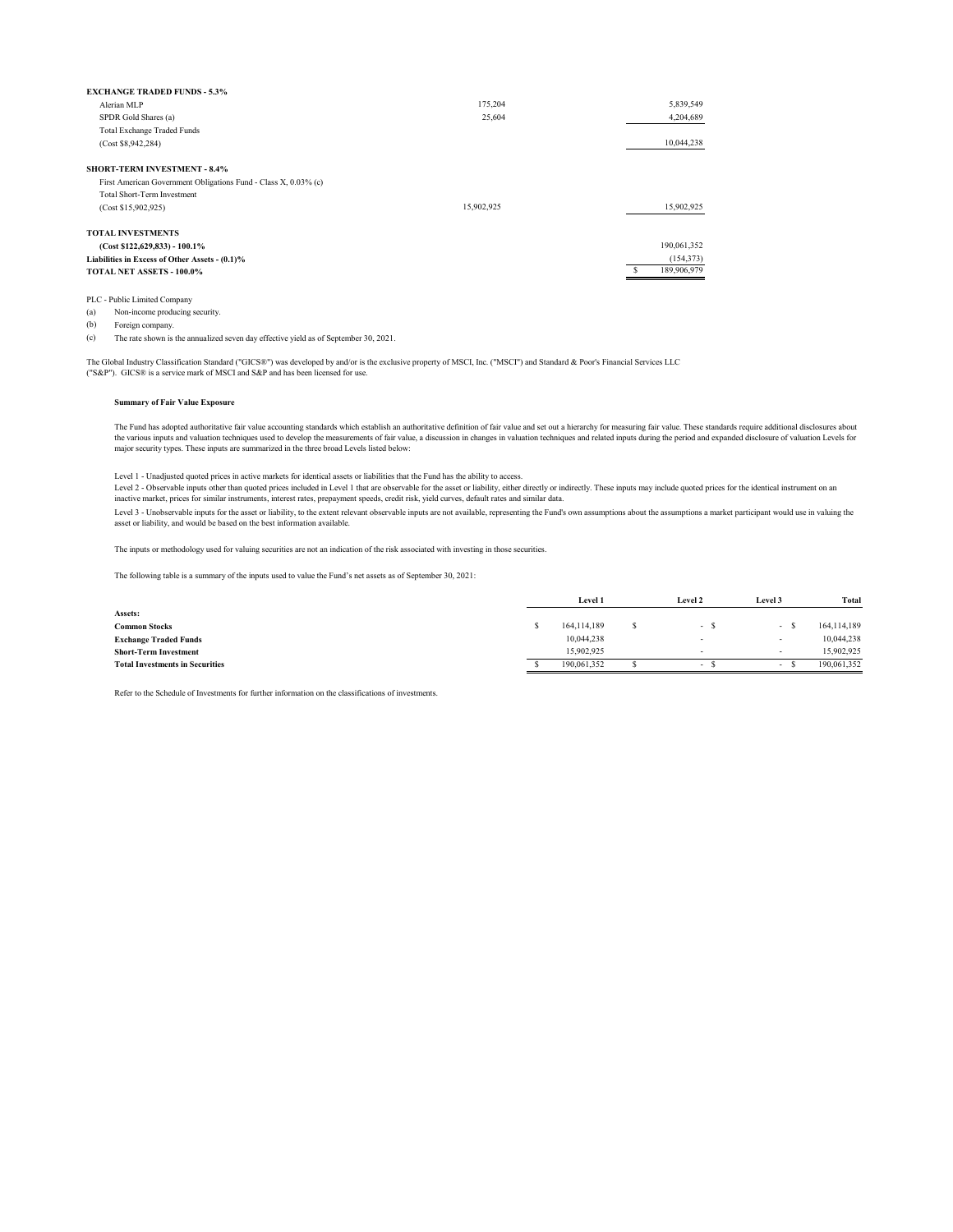| | | |
|---|---|---|
| **EXCHANGE TRADED FUNDS - 5.3%** | | |
| Alerian MLP | 175,204 | 5,839,549 |
| SPDR Gold Shares (a) | 25,604 | 4,204,689 |
| Total Exchange Traded Funds | | |
| (Cost $8,942,284) | | 10,044,238 |
| **SHORT-TERM INVESTMENT - 8.4%** | | |
| First American Government Obligations Fund - Class X, 0.03% (c) | | |
| Total Short-Term Investment | | |
| (Cost $15,902,925) | 15,902,925 | 15,902,925 |
| **TOTAL INVESTMENTS** | | |
| **(Cost $122,629,833) - 100.1%** | | 190,061,352 |
| **Liabilities in Excess of Other Assets - (0.1)%** | | (154,373) |
| **TOTAL NET ASSETS - 100.0%** | | $ 189,906,979 |

PLC - Public Limited Company

(a) Non-income producing security.

(b) Foreign company.

(c) The rate shown is the annualized seven day effective yield as of September 30, 2021.

The Global Industry Classification Standard ("GICS®") was developed by and/or is the exclusive property of MSCI, Inc. ("MSCI") and Standard & Poor's Financial Services LLC ("S&P"). GICS® is a service mark of MSCI and S&P and has been licensed for use.

**Summary of Fair Value Exposure**

The Fund has adopted authoritative fair value accounting standards which establish an authoritative definition of fair value and set out a hierarchy for measuring fair value. These standards require additional disclosures about the various inputs and valuation techniques used to develop the measurements of fair value, a discussion in changes in valuation techniques and related inputs during the period and expanded disclosure of valuation Levels for major security types. These inputs are summarized in the three broad Levels listed below:

Level 1 - Unadjusted quoted prices in active markets for identical assets or liabilities that the Fund has the ability to access.

Level 2 - Observable inputs other than quoted prices included in Level 1 that are observable for the asset or liability, either directly or indirectly. These inputs may include quoted prices for the identical instrument on an inactive market, prices for similar instruments, interest rates, prepayment speeds, credit risk, yield curves, default rates and similar data.

Level 3 - Unobservable inputs for the asset or liability, to the extent relevant observable inputs are not available, representing the Fund's own assumptions about the assumptions a market participant would use in valuing the asset or liability, and would be based on the best information available.

The inputs or methodology used for valuing securities are not an indication of the risk associated with investing in those securities.

The following table is a summary of the inputs used to value the Fund's net assets as of September 30, 2021:

| | Level 1 | Level 2 | Level 3 | Total |
|---|---|---|---|---|
| **Assets:** | | | | |
| **Common Stocks** | $ 164,114,189 | $ - | $ - | $ 164,114,189 |
| **Exchange Traded Funds** | 10,044,238 | - | - | 10,044,238 |
| **Short-Term Investment** | 15,902,925 | - | - | 15,902,925 |
| **Total Investments in Securities** | $ 190,061,352 | $ - | $ - | $ 190,061,352 |

Refer to the Schedule of Investments for further information on the classifications of investments.